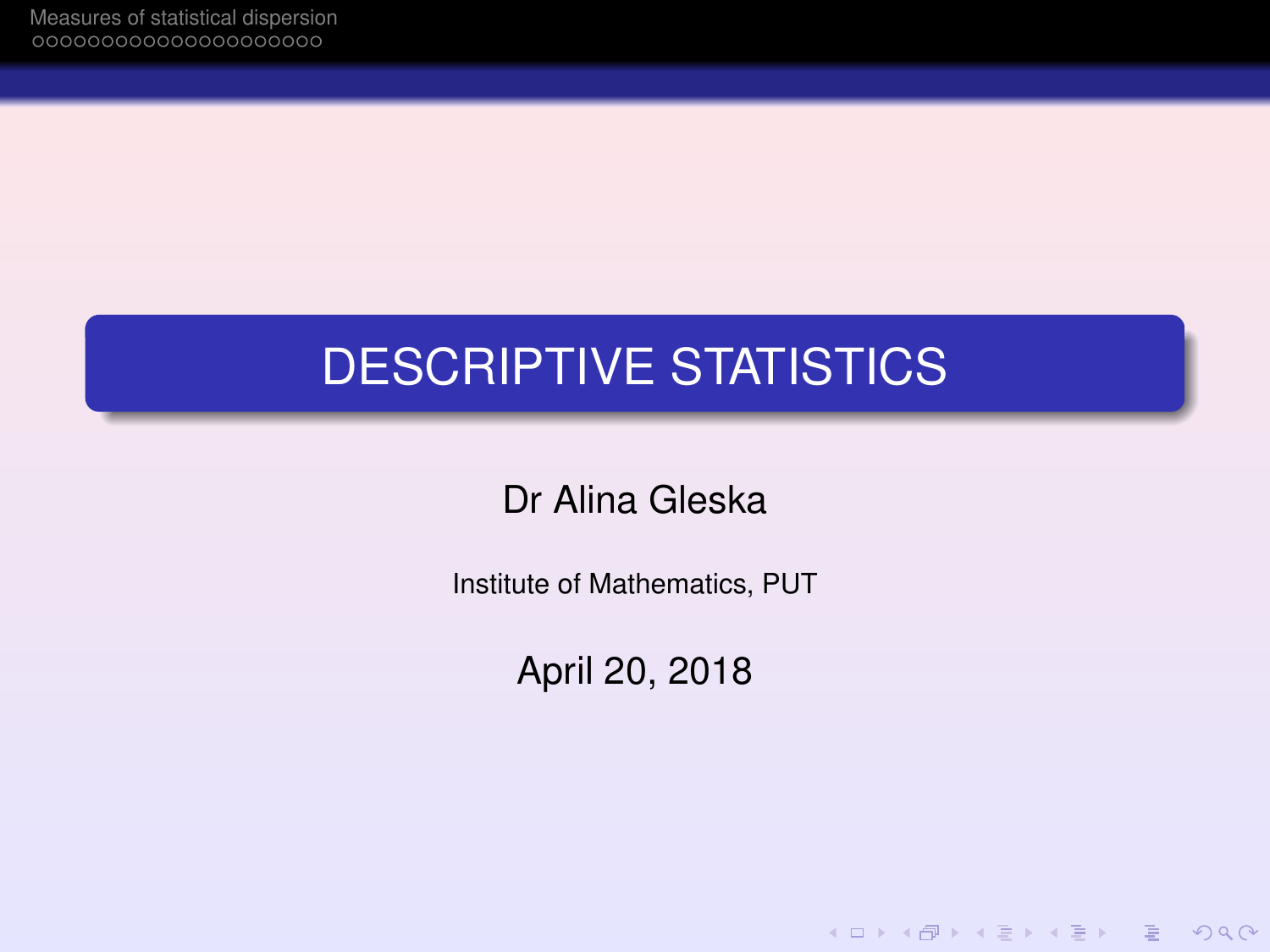# DESCRIPTIVE STATISTICS

Dr Alina Gleska

Institute of Mathematics, PUT

April 20, 2018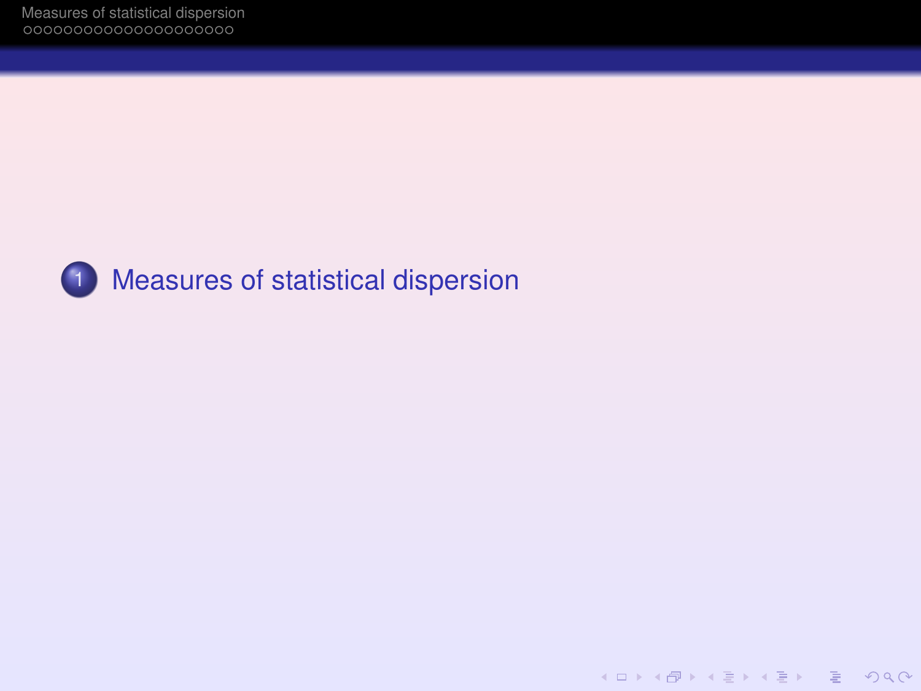1. Measures of statistical dispersion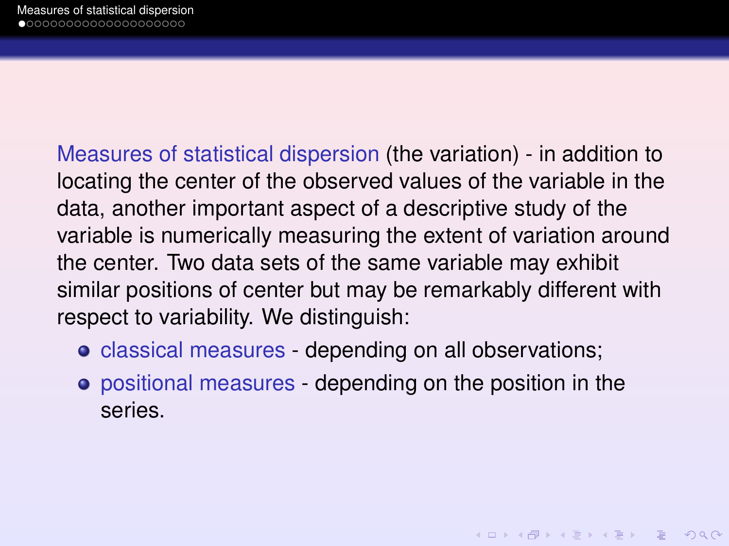**Measures of statistical dispersion** (the variation) - in addition to locating the center of the observed values of the variable in the data, another important aspect of a descriptive study of the variable is numerically measuring the extent of variation around the center. Two data sets of the same variable may exhibit similar positions of center but may be remarkably different with respect to variability. We distinguish:

- **classical measures** - depending on all observations;
- **positional measures** - depending on the position in the series.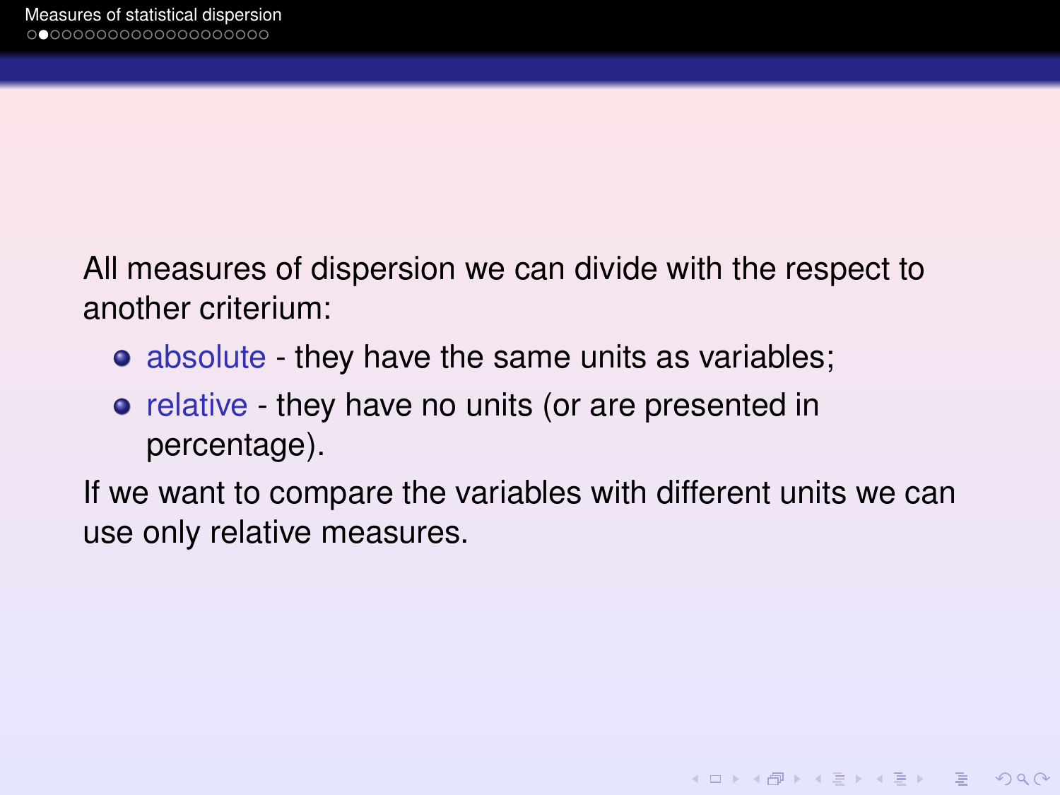All measures of dispersion we can divide with the respect to another criterium:

- absolute - they have the same units as variables;
- relative - they have no units (or are presented in percentage).

If we want to compare the variables with different units we can use only relative measures.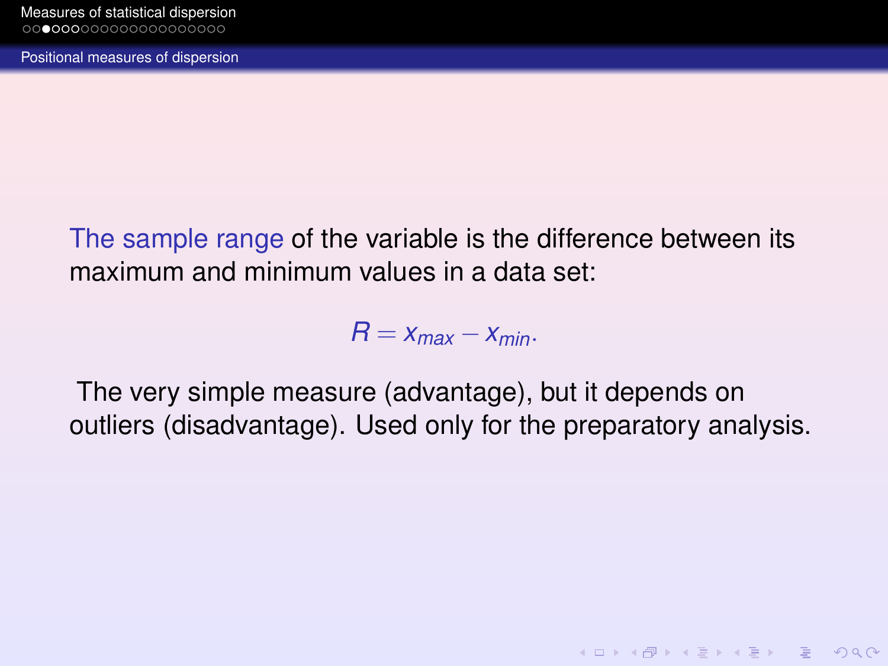## Positional measures of dispersion

The sample range of the variable is the difference between its maximum and minimum values in a data set:

$$R = x_{max} - x_{min}.$$

The very simple measure (advantage), but it depends on outliers (disadvantage). Used only for the preparatory analysis.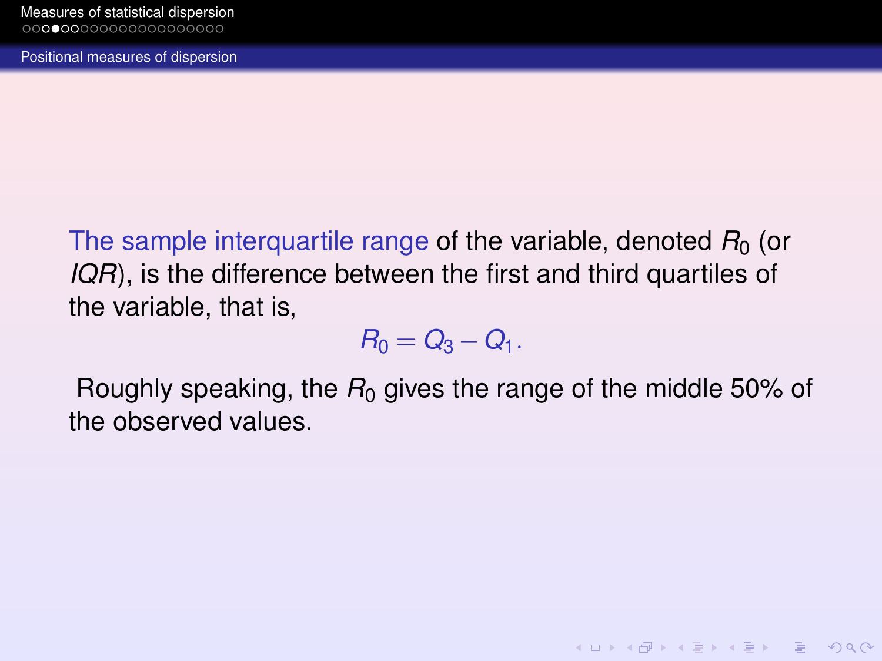## Positional measures of dispersion

The sample interquartile range of the variable, denoted $R_0$ (or $IQR$), is the difference between the first and third quartiles of the variable, that is,

$$R_0 = Q_3 - Q_1.$$

Roughly speaking, the $R_0$ gives the range of the middle 50% of the observed values.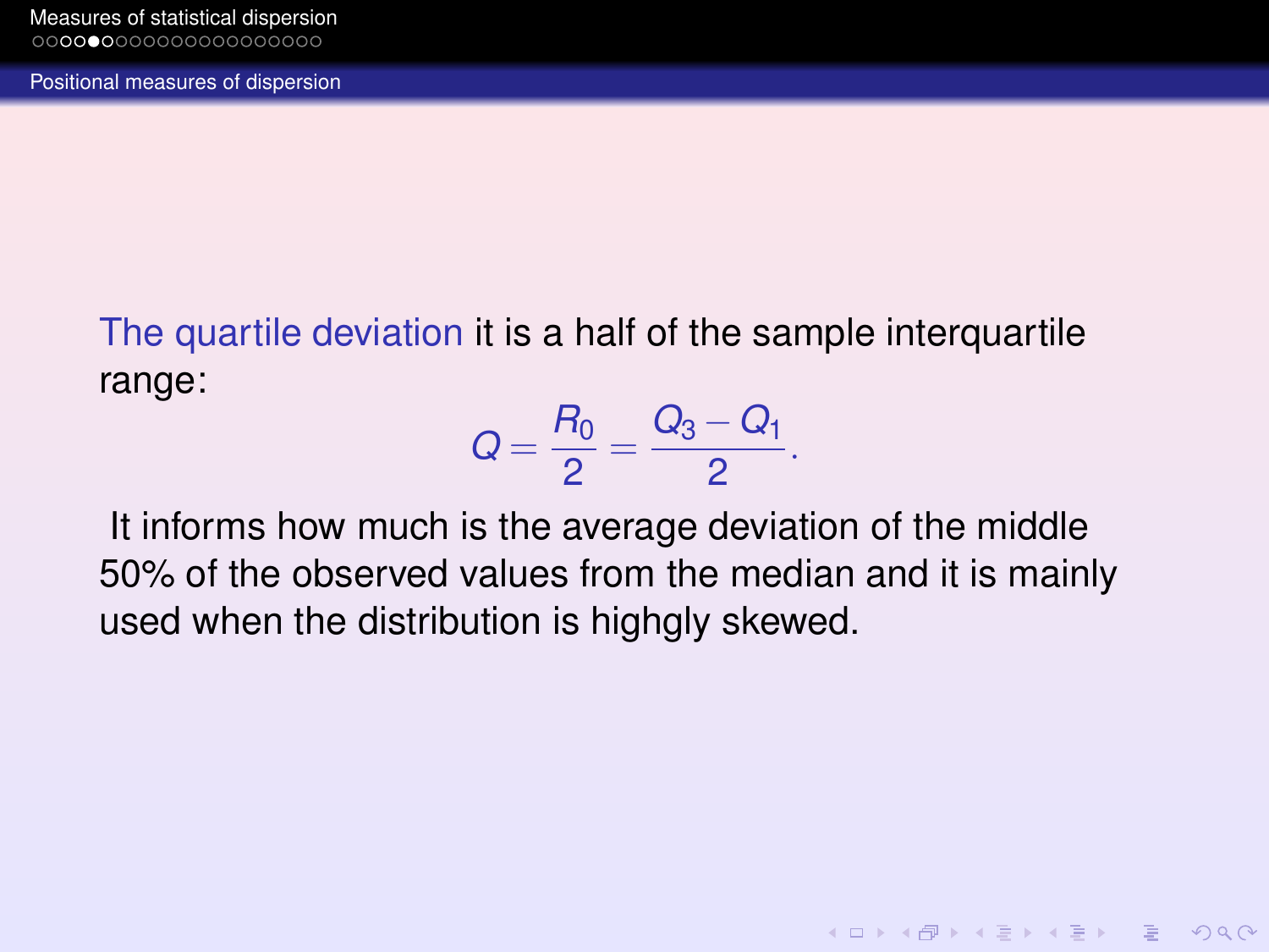## Positional measures of dispersion

The quartile deviation it is a half of the sample interquartile range:

$$Q = \frac{R_0}{2} = \frac{Q_3 - Q_1}{2}.$$

It informs how much is the average deviation of the middle 50% of the observed values from the median and it is mainly used when the distribution is highgly skewed.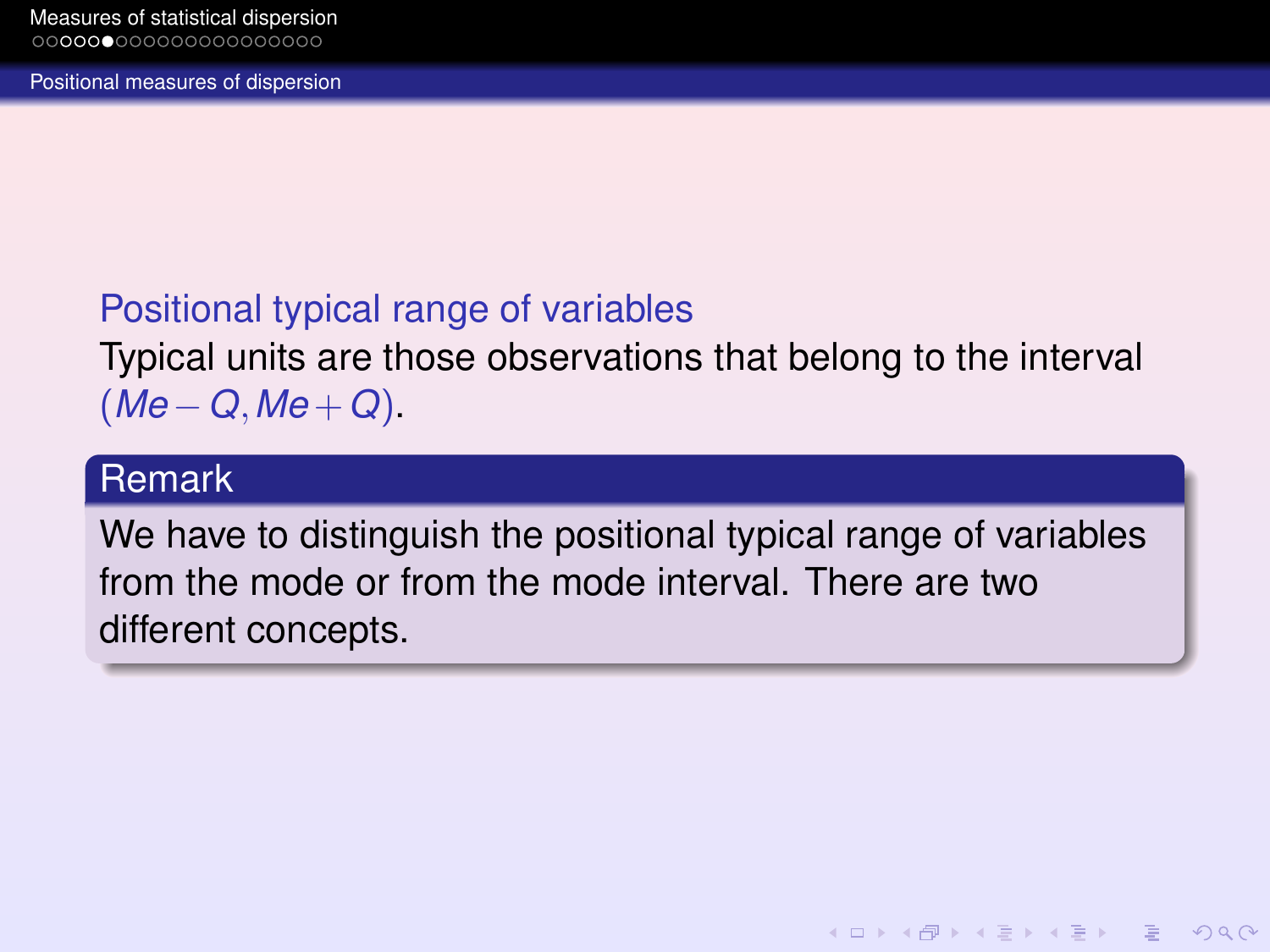## Positional measures of dispersion

### Positional typical range of variables

Typical units are those observations that belong to the interval $(Me - Q, Me + Q)$.

**Remark**

We have to distinguish the positional typical range of variables from the mode or from the mode interval. There are two different concepts.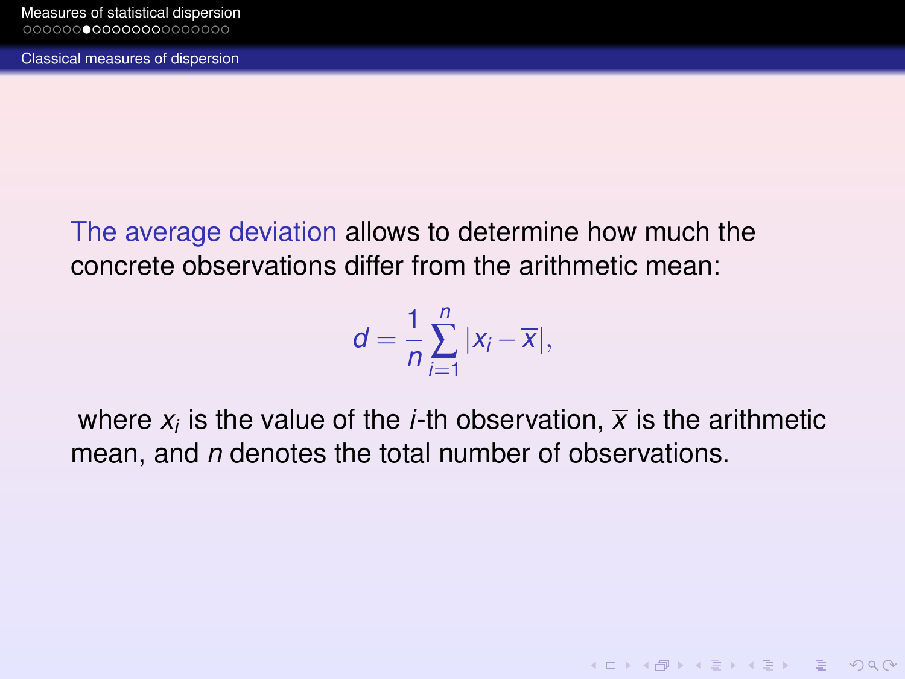## Classical measures of dispersion

The average deviation allows to determine how much the concrete observations differ from the arithmetic mean:

$$d = \frac{1}{n}\sum_{i=1}^{n}|x_i - \overline{x}|,$$

where $x_i$ is the value of the $i$-th observation, $\overline{x}$ is the arithmetic mean, and $n$ denotes the total number of observations.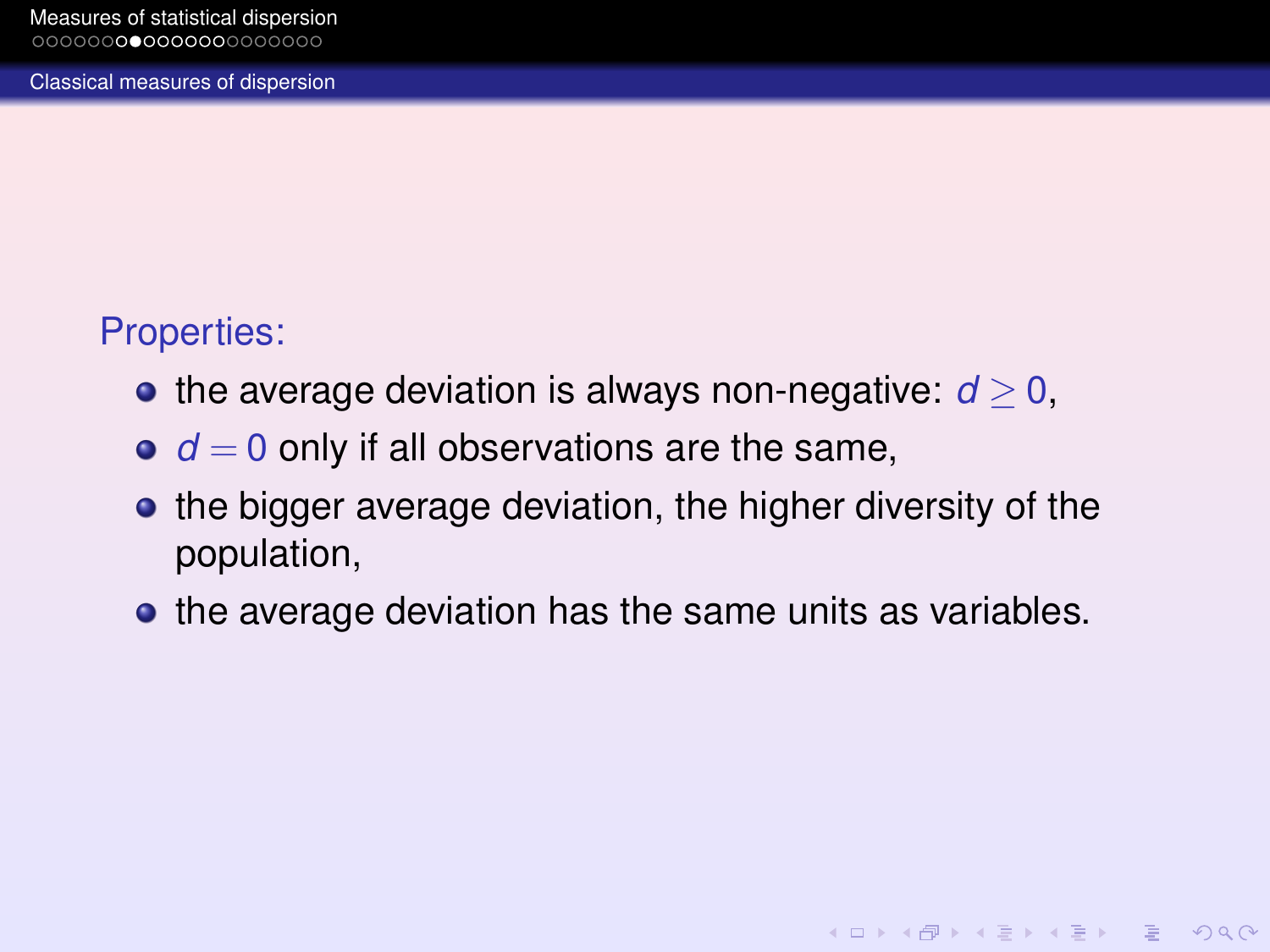Properties:

- the average deviation is always non-negative: $d \geq 0$,
- $d = 0$ only if all observations are the same,
- the bigger average deviation, the higher diversity of the population,
- the average deviation has the same units as variables.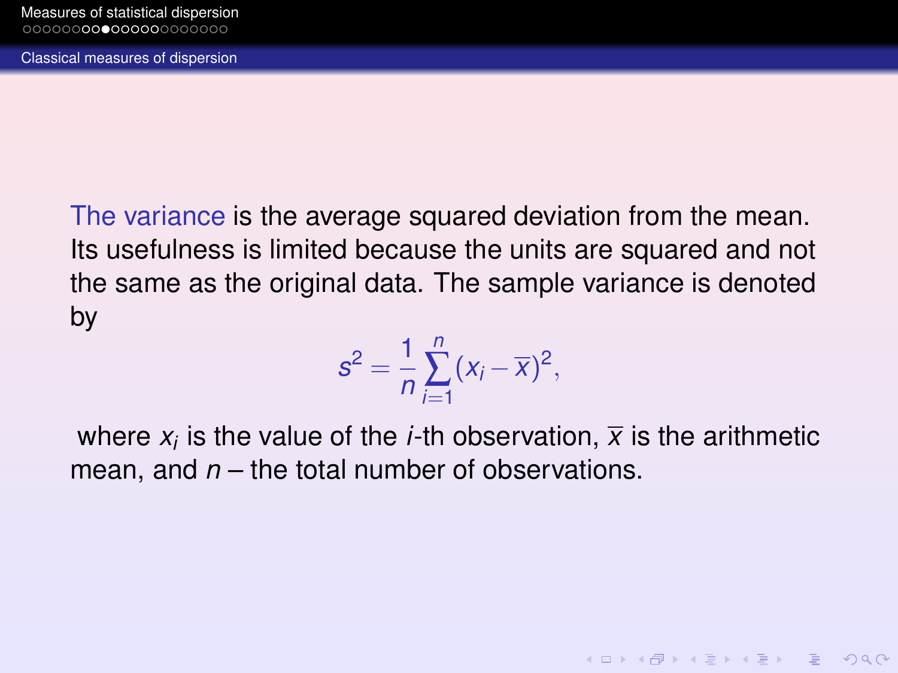The variance is the average squared deviation from the mean. Its usefulness is limited because the units are squared and not the same as the original data. The sample variance is denoted by

$$s^2 = \frac{1}{n}\sum_{i=1}^{n}(x_i - \overline{x})^2,$$

where $x_i$ is the value of the $i$-th observation, $\overline{x}$ is the arithmetic mean, and $n$ – the total number of observations.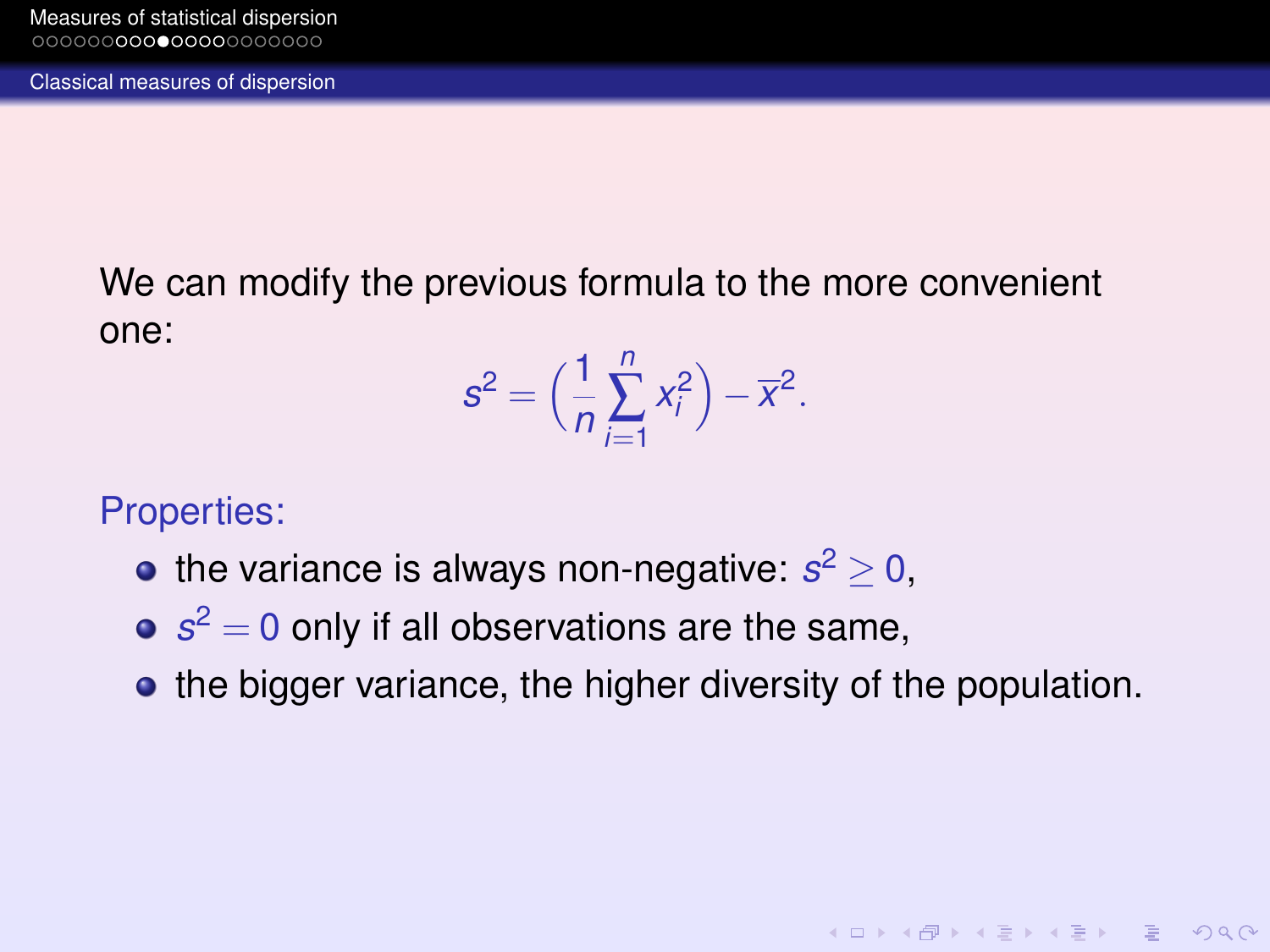## Classical measures of dispersion

We can modify the previous formula to the more convenient one:

$$s^2 = \left(\frac{1}{n}\sum_{i=1}^{n} x_i^2\right) - \overline{x}^2.$$

Properties:

- the variance is always non-negative: $s^2 \geq 0$,
- $s^2 = 0$ only if all observations are the same,
- the bigger variance, the higher diversity of the population.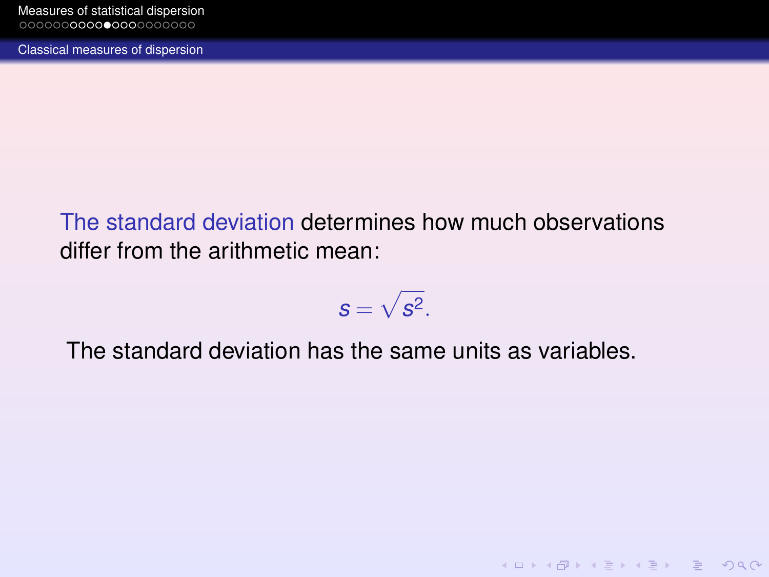## Classical measures of dispersion

**The standard deviation** determines how much observations differ from the arithmetic mean:

$$s = \sqrt{s^2}.$$

The standard deviation has the same units as variables.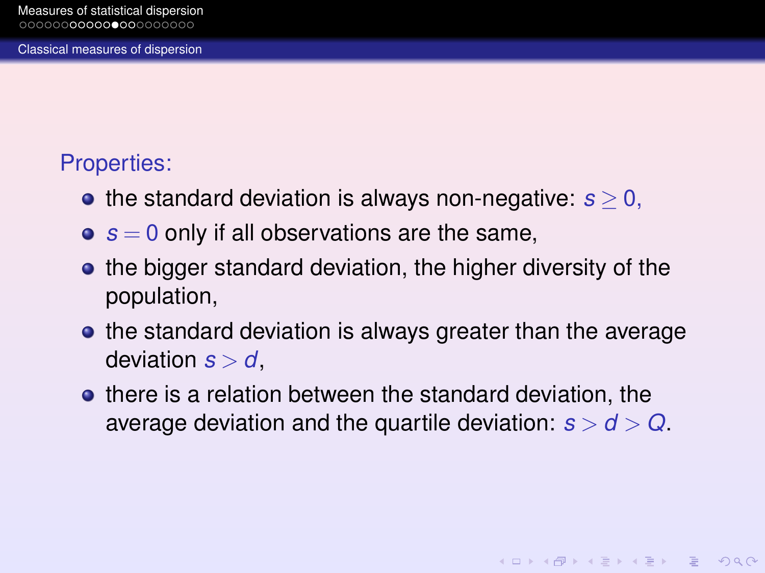## Classical measures of dispersion

Properties:

- the standard deviation is always non-negative: $s \geq 0$,
- $s = 0$ only if all observations are the same,
- the bigger standard deviation, the higher diversity of the population,
- the standard deviation is always greater than the average deviation $s > d$,
- there is a relation between the standard deviation, the average deviation and the quartile deviation: $s > d > Q$.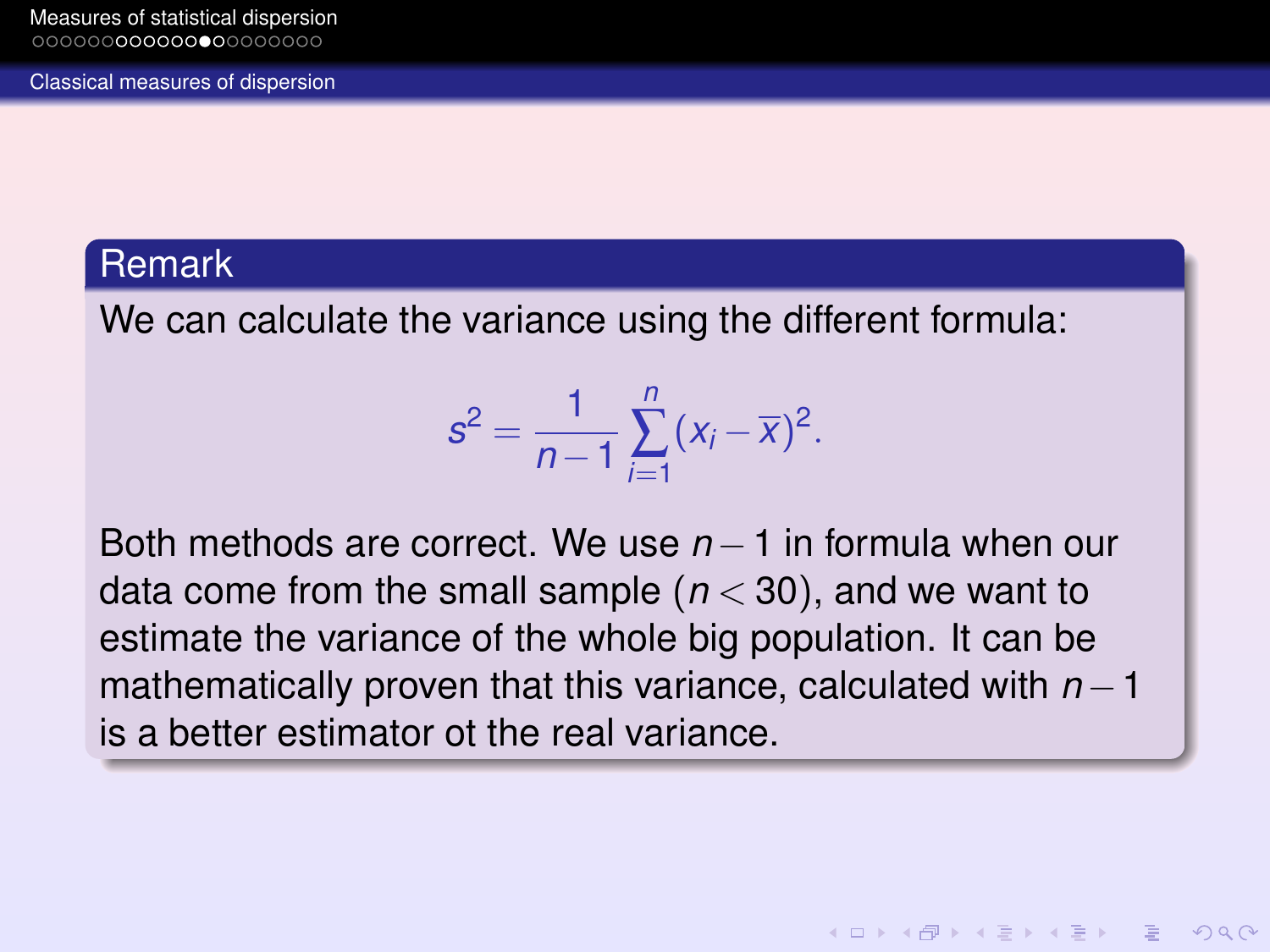## Remark

We can calculate the variance using the different formula:

$$s^2 = \frac{1}{n-1}\sum_{i=1}^{n}(x_i - \overline{x})^2.$$

Both methods are correct. We use $n-1$ in formula when our data come from the small sample ($n < 30$), and we want to estimate the variance of the whole big population. It can be mathematically proven that this variance, calculated with $n-1$ is a better estimator ot the real variance.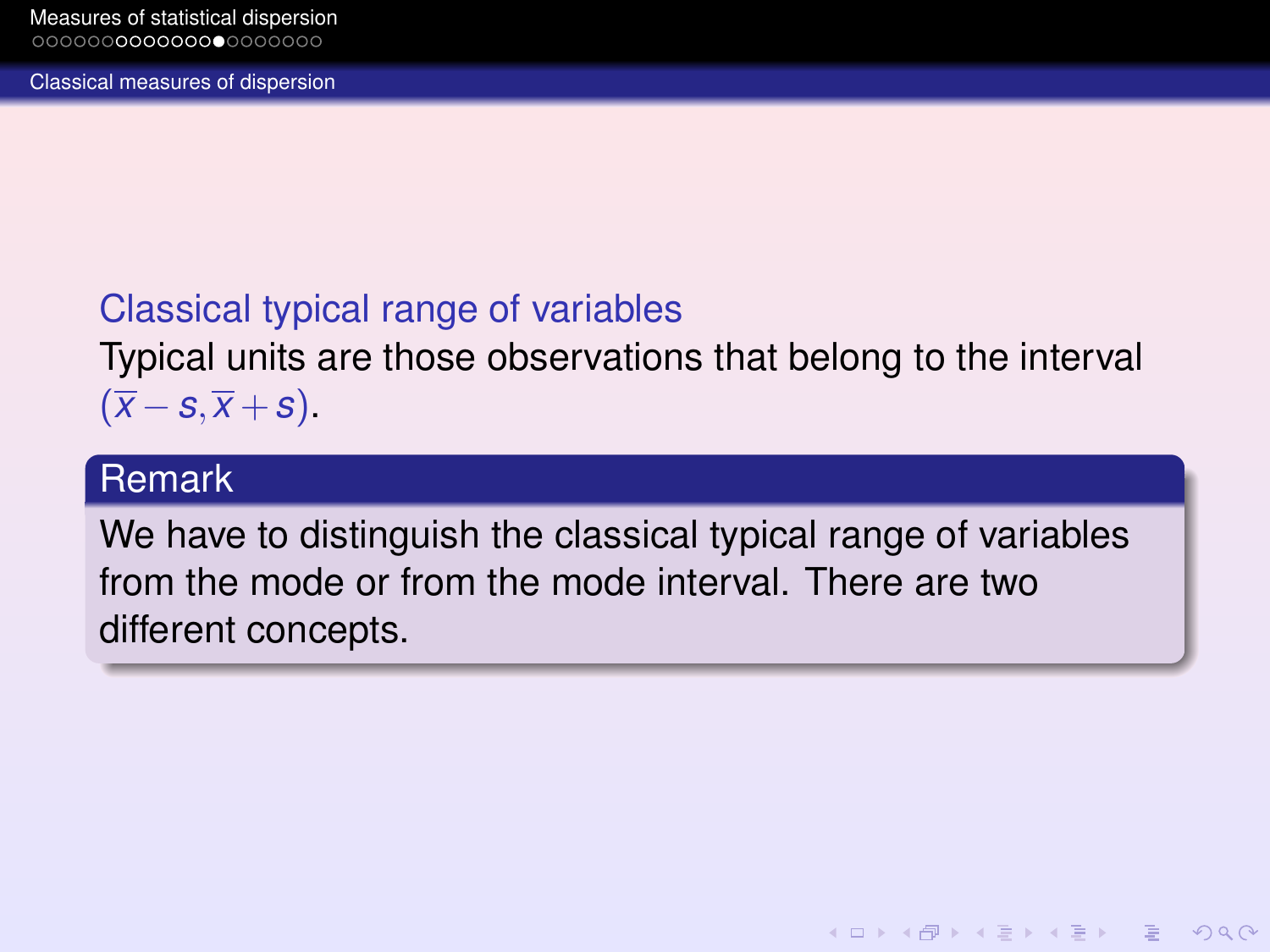## Classical measures of dispersion

### Classical typical range of variables

Typical units are those observations that belong to the interval $(\overline{x} - s, \overline{x} + s)$.

**Remark**

We have to distinguish the classical typical range of variables from the mode or from the mode interval. There are two different concepts.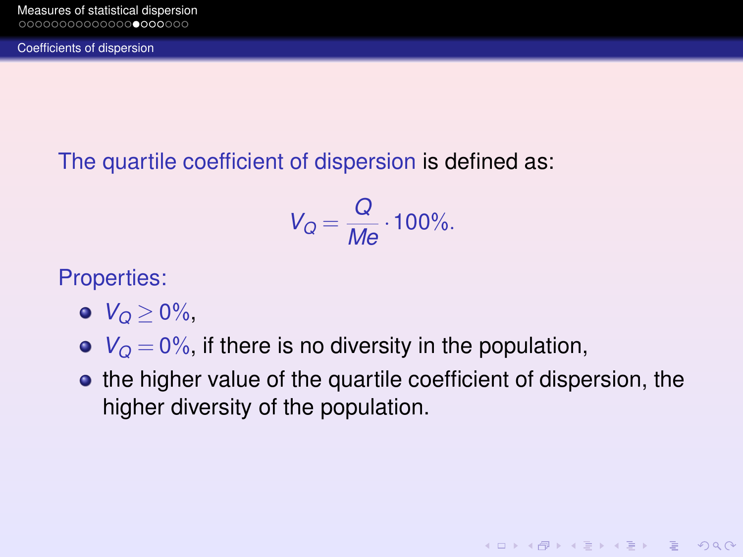## Coefficients of dispersion

The quartile coefficient of dispersion is defined as:

$$V_Q = \frac{Q}{Me} \cdot 100\%.$$

Properties:

- $V_Q \geq 0\%$,
- $V_Q = 0\%$, if there is no diversity in the population,
- the higher value of the quartile coefficient of dispersion, the higher diversity of the population.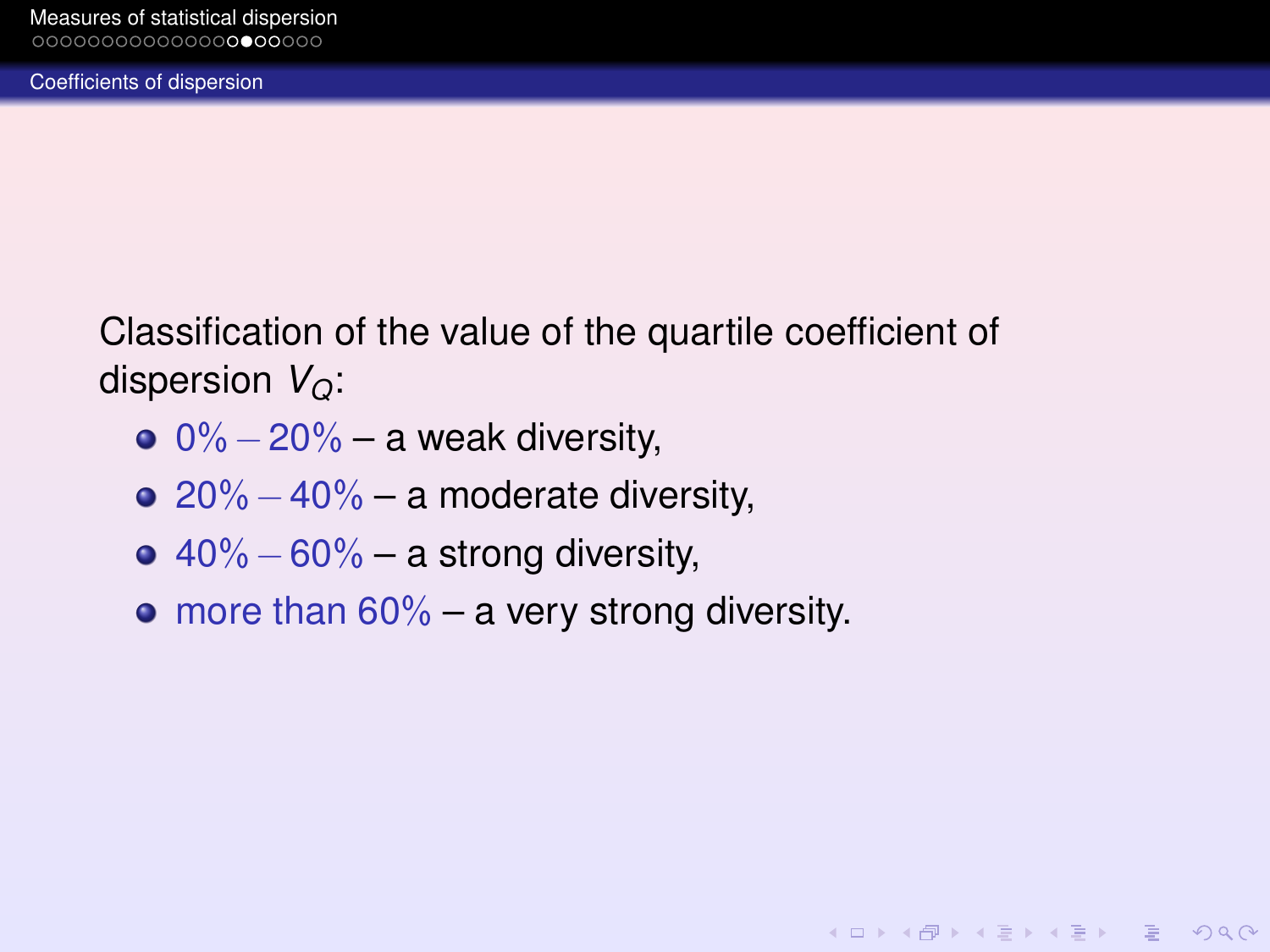## Coefficients of dispersion

Classification of the value of the quartile coefficient of dispersion $V_Q$:

- $0\% - 20\%$ – a weak diversity,
- $20\% - 40\%$ – a moderate diversity,
- $40\% - 60\%$ – a strong diversity,
- more than $60\%$ – a very strong diversity.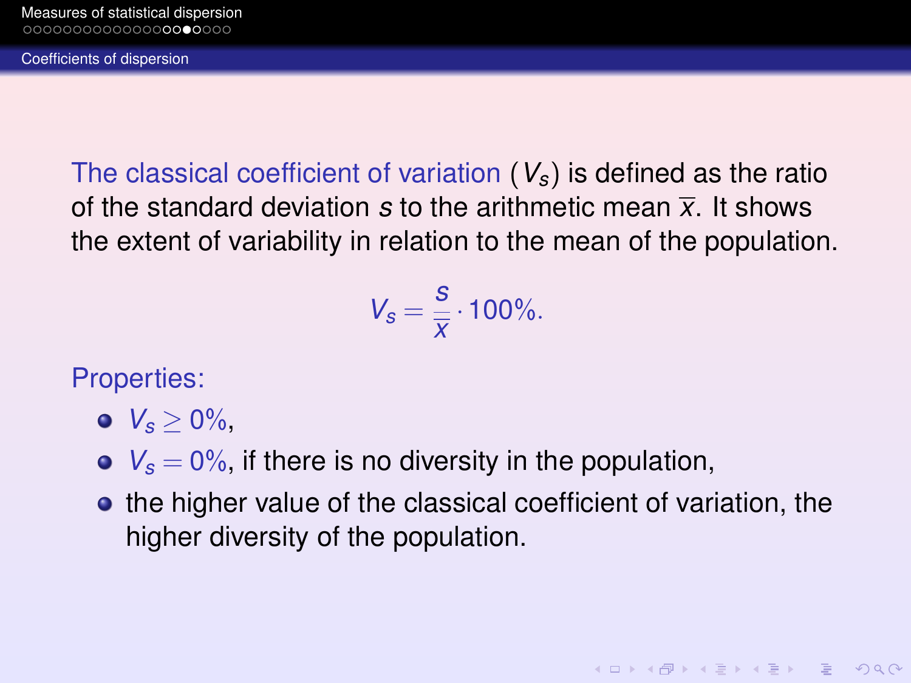## Coefficients of dispersion

The classical coefficient of variation ($V_s$) is defined as the ratio of the standard deviation $s$ to the arithmetic mean $\overline{x}$. It shows the extent of variability in relation to the mean of the population.

$$V_s = \frac{s}{\overline{x}} \cdot 100\%.$$

Properties:

- $V_s \geq 0\%$,
- $V_s = 0\%$, if there is no diversity in the population,
- the higher value of the classical coefficient of variation, the higher diversity of the population.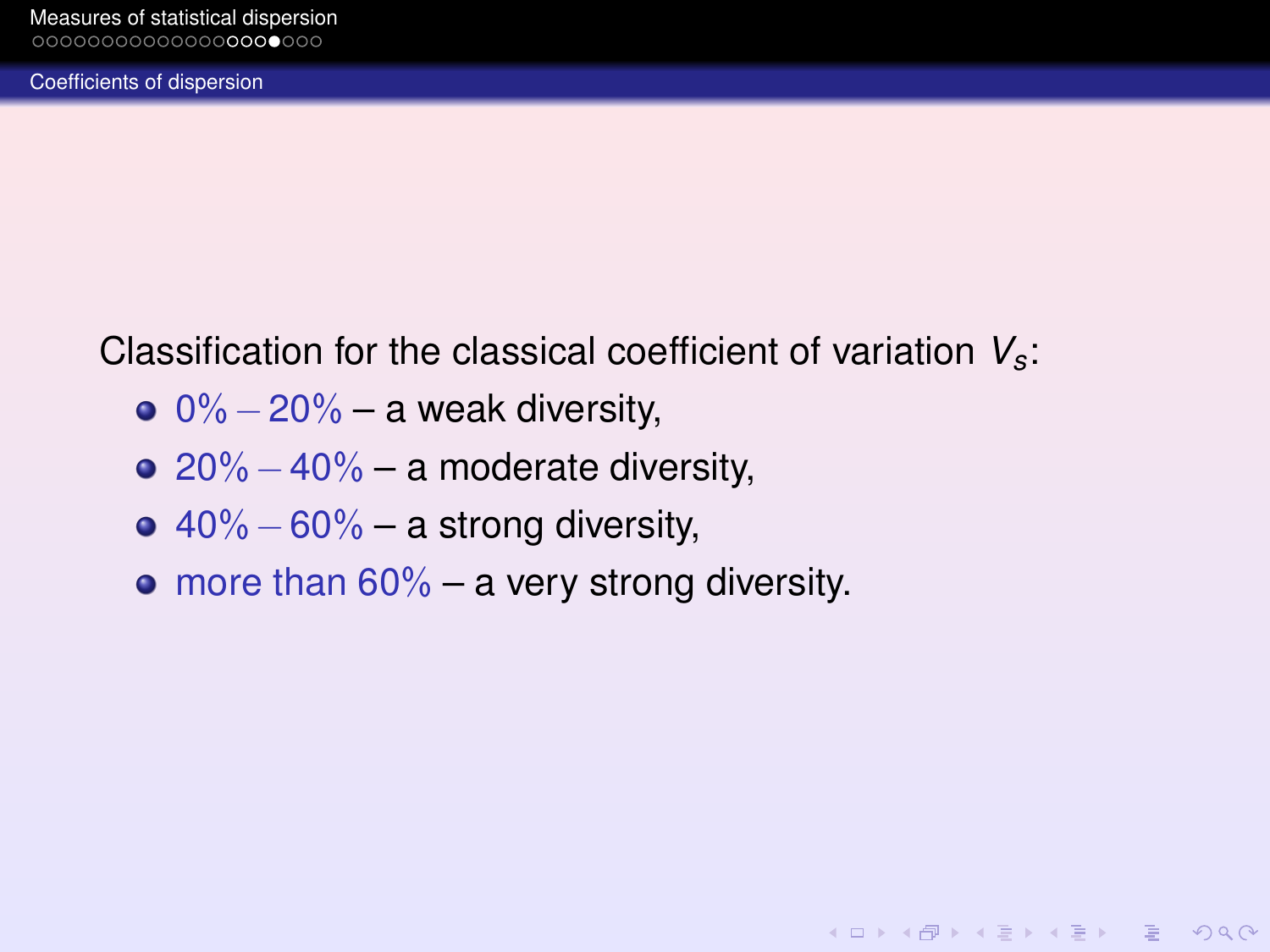## Coefficients of dispersion

Classification for the classical coefficient of variation $V_s$:

- 0% – 20% – a weak diversity,
- 20% – 40% – a moderate diversity,
- 40% – 60% – a strong diversity,
- more than 60% – a very strong diversity.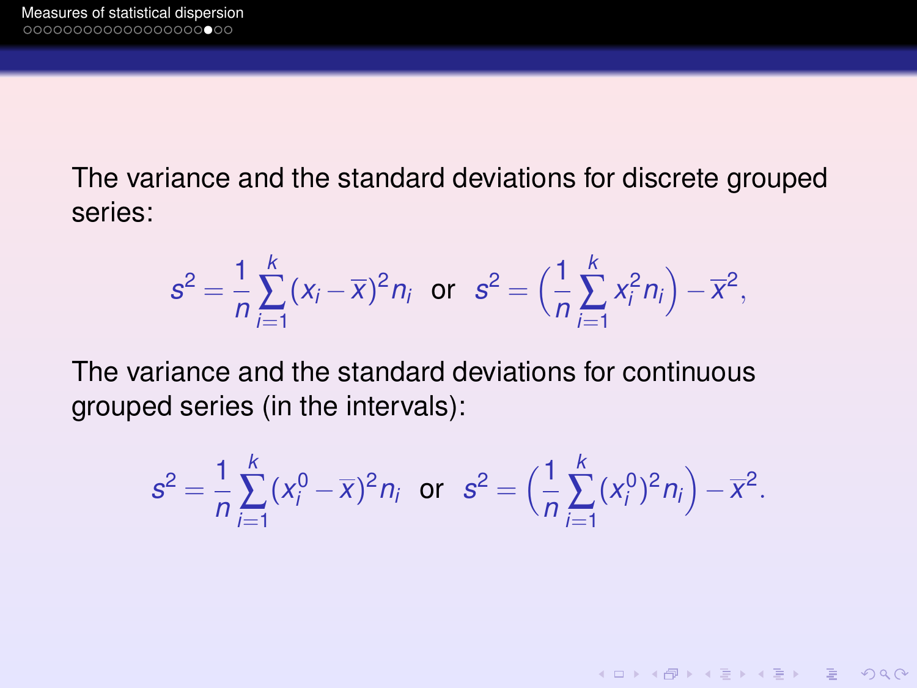The variance and the standard deviations for discrete grouped series:

$$s^2 = \frac{1}{n}\sum_{i=1}^{k}(x_i - \overline{x})^2 n_i \quad \text{or} \quad s^2 = \left(\frac{1}{n}\sum_{i=1}^{k} x_i^2 n_i\right) - \overline{x}^2,$$

The variance and the standard deviations for continuous grouped series (in the intervals):

$$s^2 = \frac{1}{n}\sum_{i=1}^{k}(x_i^0 - \overline{x})^2 n_i \quad \text{or} \quad s^2 = \left(\frac{1}{n}\sum_{i=1}^{k} (x_i^0)^2 n_i\right) - \overline{x}^2.$$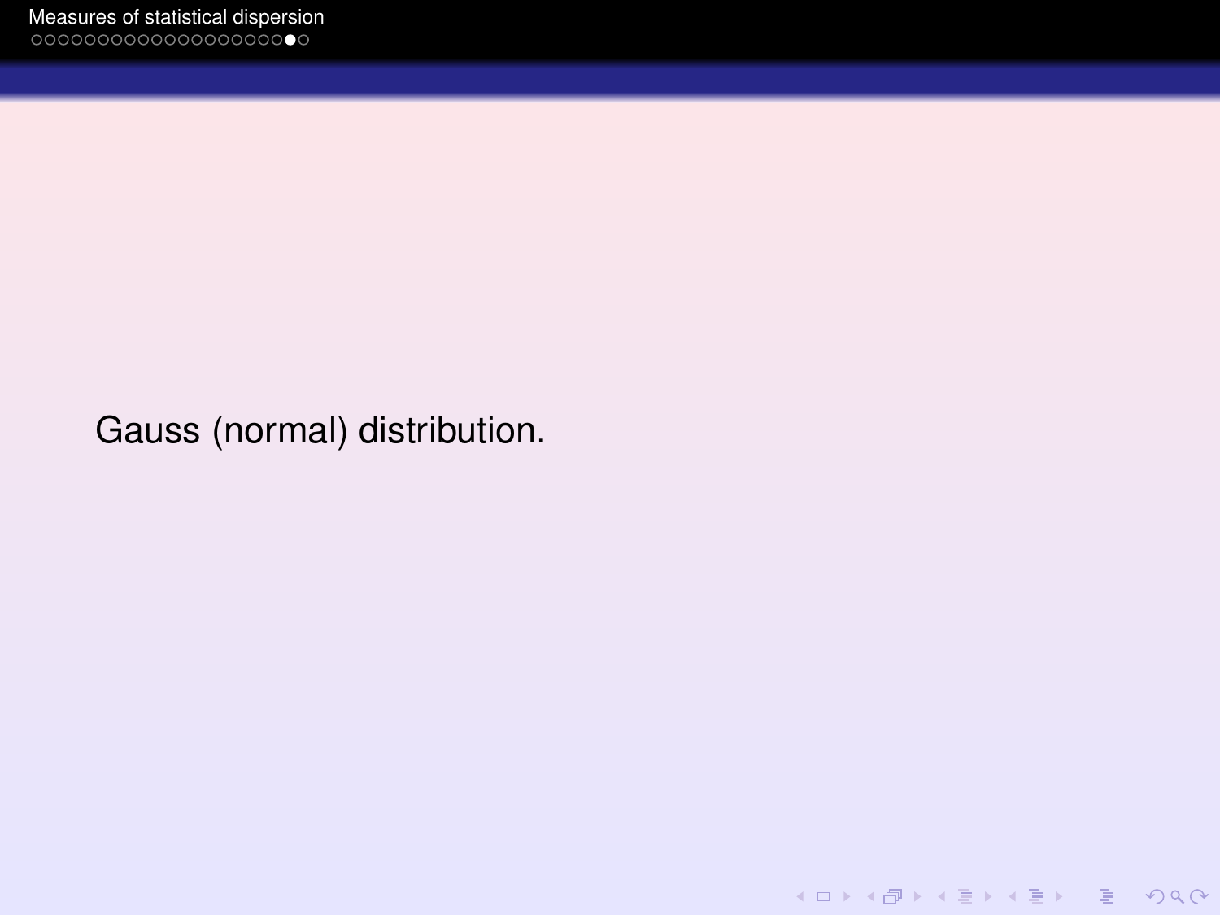Gauss (normal) distribution.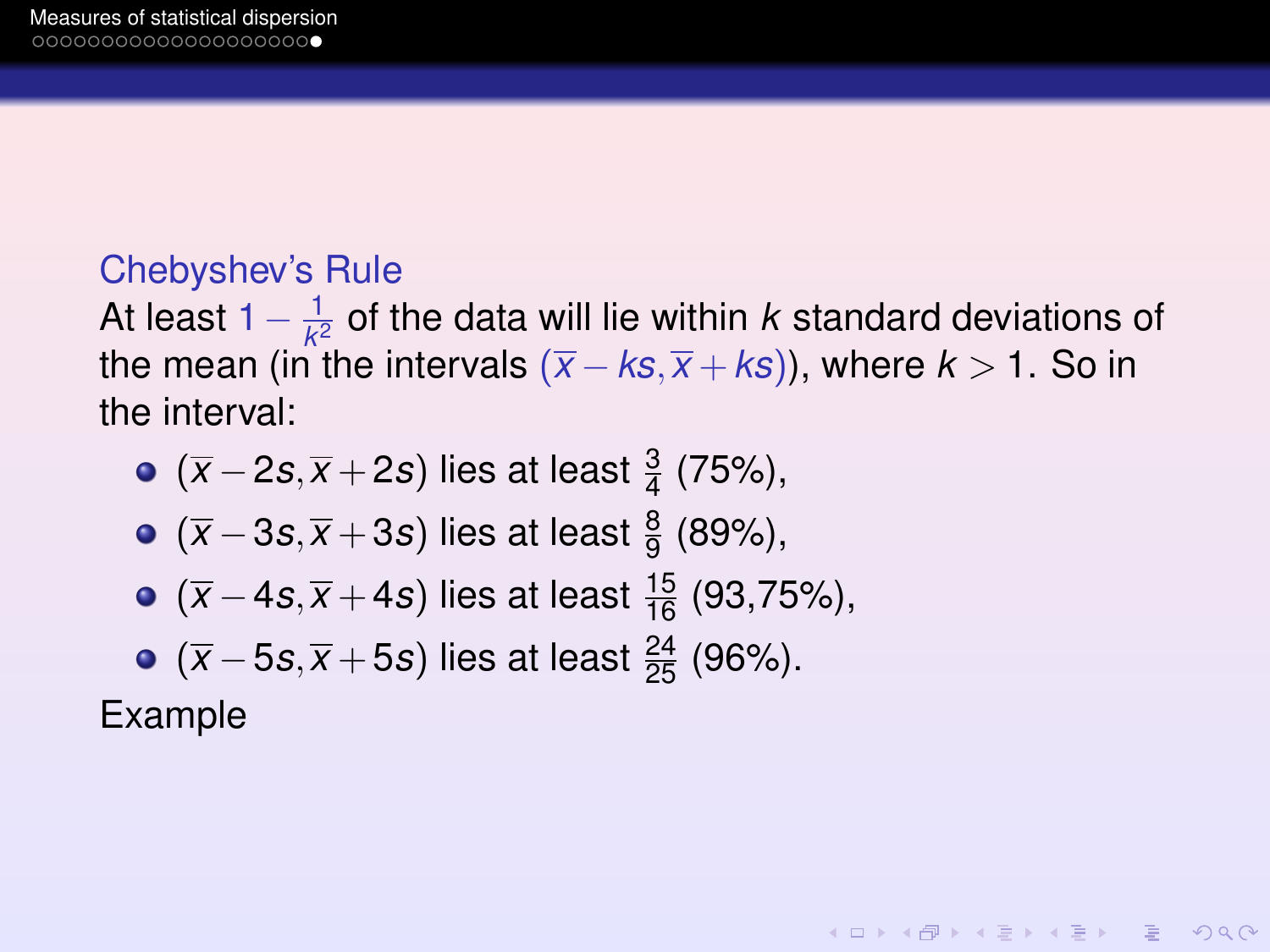## Chebyshev's Rule

At least $1 - \frac{1}{k^2}$ of the data will lie within $k$ standard deviations of the mean (in the intervals $(\overline{x} - ks, \overline{x} + ks)$), where $k > 1$. So in the interval:

- $(\overline{x} - 2s, \overline{x} + 2s)$ lies at least $\frac{3}{4}$ (75%),
- $(\overline{x} - 3s, \overline{x} + 3s)$ lies at least $\frac{8}{9}$ (89%),
- $(\overline{x} - 4s, \overline{x} + 4s)$ lies at least $\frac{15}{16}$ (93,75%),
- $(\overline{x} - 5s, \overline{x} + 5s)$ lies at least $\frac{24}{25}$ (96%).

Example